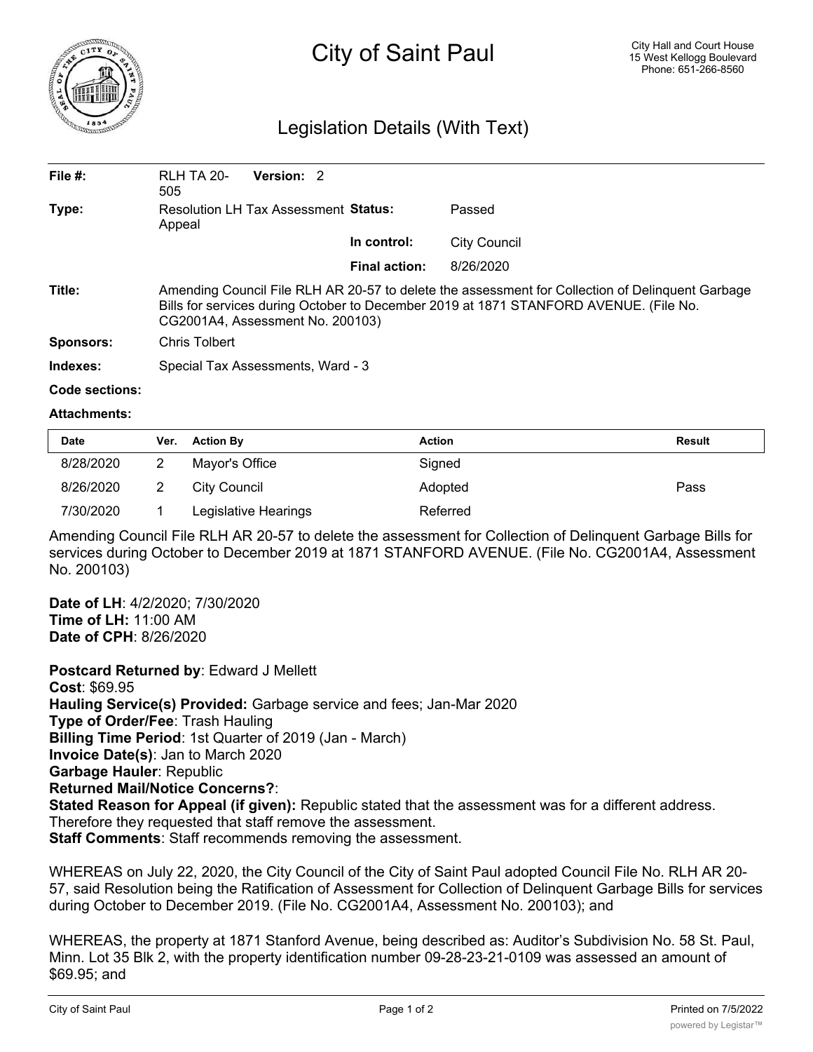# City of Saint Paul

City Hall and Court House
15 West Kellogg Boulevard
Phone: 651-266-8560

## Legislation Details (With Text)

| | | | |
|---|---|---|---|
| **File #:** | RLH TA 20-505 **Version:** 2 | | |
| **Type:** | Resolution LH Tax Assessment Appeal | **Status:** | Passed |
| | | **In control:** | City Council |
| | | **Final action:** | 8/26/2020 |

**Title:** Amending Council File RLH AR 20-57 to delete the assessment for Collection of Delinquent Garbage Bills for services during October to December 2019 at 1871 STANFORD AVENUE. (File No. CG2001A4, Assessment No. 200103)

**Sponsors:** Chris Tolbert

**Indexes:** Special Tax Assessments, Ward - 3

**Code sections:**

**Attachments:**

| Date | Ver. | Action By | Action | Result |
|---|---|---|---|---|
| 8/28/2020 | 2 | Mayor's Office | Signed | |
| 8/26/2020 | 2 | City Council | Adopted | Pass |
| 7/30/2020 | 1 | Legislative Hearings | Referred | |

Amending Council File RLH AR 20-57 to delete the assessment for Collection of Delinquent Garbage Bills for services during October to December 2019 at 1871 STANFORD AVENUE. (File No. CG2001A4, Assessment No. 200103)

**Date of LH**: 4/2/2020; 7/30/2020
**Time of LH:** 11:00 AM
**Date of CPH**: 8/26/2020

**Postcard Returned by**: Edward J Mellett
**Cost**: $69.95
**Hauling Service(s) Provided:** Garbage service and fees; Jan-Mar 2020
**Type of Order/Fee**: Trash Hauling
**Billing Time Period**: 1st Quarter of 2019 (Jan - March)
**Invoice Date(s)**: Jan to March 2020
**Garbage Hauler**: Republic
**Returned Mail/Notice Concerns?**:
**Stated Reason for Appeal (if given):** Republic stated that the assessment was for a different address. Therefore they requested that staff remove the assessment.
**Staff Comments**: Staff recommends removing the assessment.

WHEREAS on July 22, 2020, the City Council of the City of Saint Paul adopted Council File No. RLH AR 20-57, said Resolution being the Ratification of Assessment for Collection of Delinquent Garbage Bills for services during October to December 2019. (File No. CG2001A4, Assessment No. 200103); and

WHEREAS, the property at 1871 Stanford Avenue, being described as: Auditor's Subdivision No. 58 St. Paul, Minn. Lot 35 Blk 2, with the property identification number 09-28-23-21-0109 was assessed an amount of $69.95; and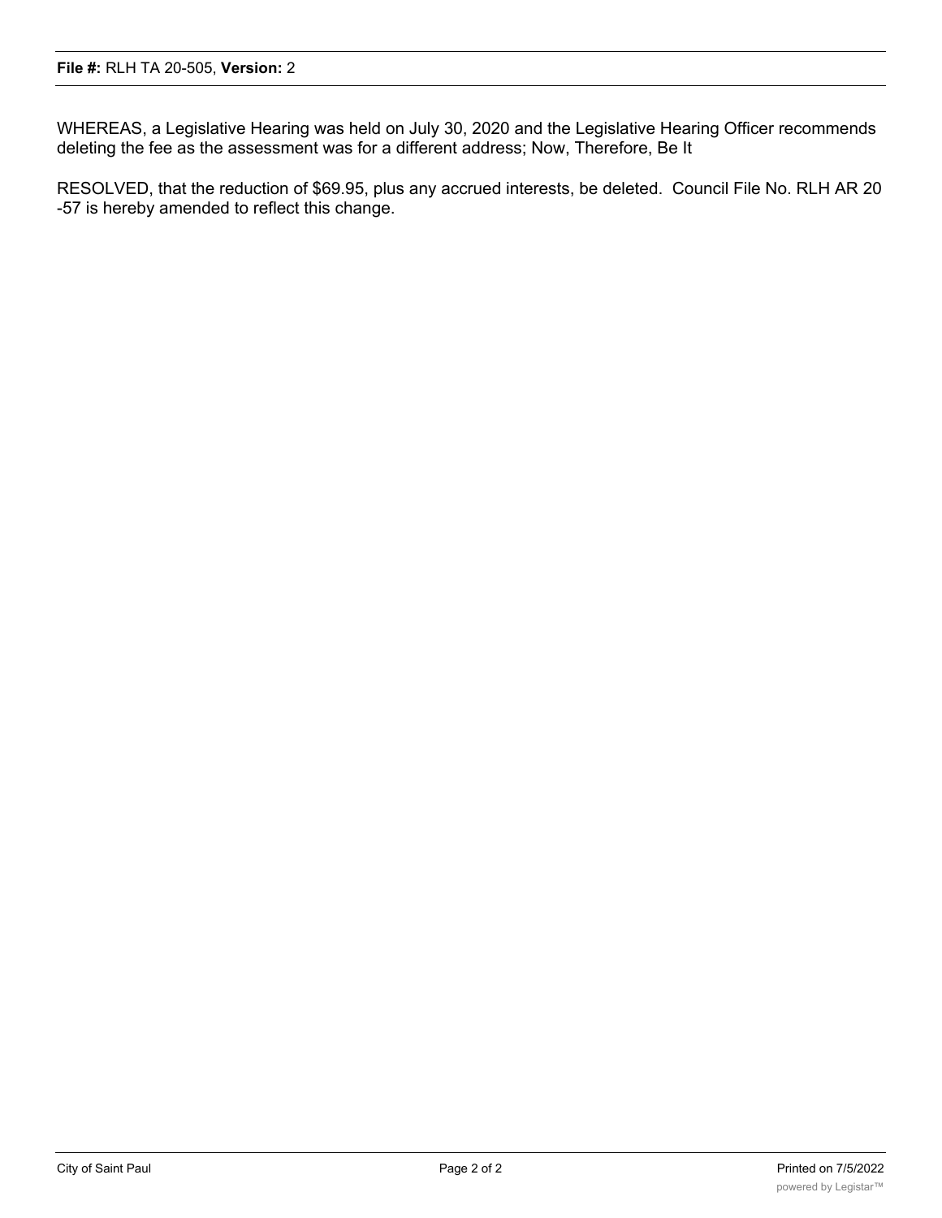WHEREAS, a Legislative Hearing was held on July 30, 2020 and the Legislative Hearing Officer recommends deleting the fee as the assessment was for a different address; Now, Therefore, Be It

RESOLVED, that the reduction of $69.95, plus any accrued interests, be deleted. Council File No. RLH AR 20-57 is hereby amended to reflect this change.